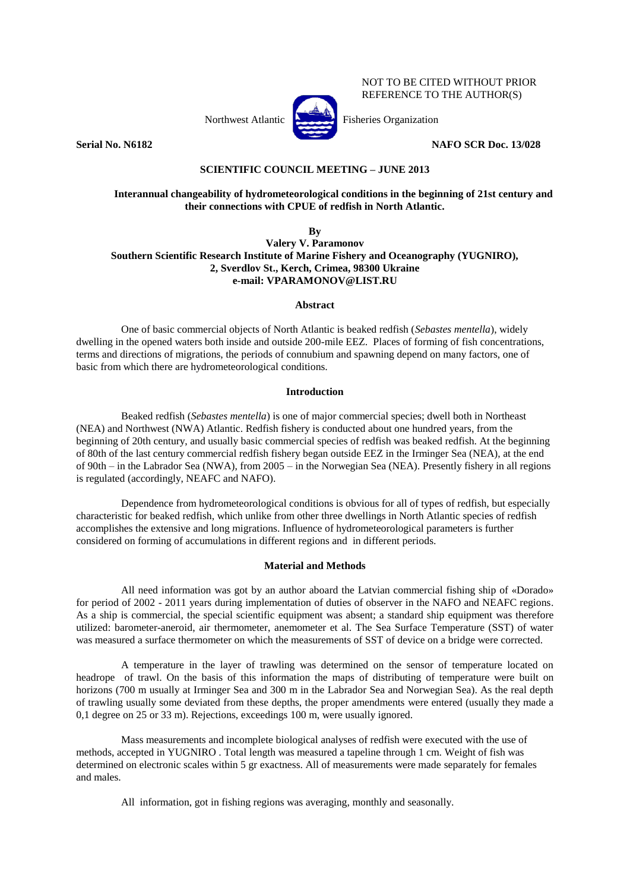NOT TO BE CITED WITHOUT PRIOR REFERENCE TO THE AUTHOR(S)

Northwest Atlantic Fisheries Organization

**Serial No. N6182** **NAFO SCR Doc. 13/028**

**SCIENTIFIC COUNCIL MEETING – JUNE 2013**

# Interannual changeability of hydrometeorological conditions in the beginning of 21st century and their connections with CPUE of redfish in North Atlantic.

**By**

**Valery V. Paramonov**
**Southern Scientific Research Institute of Marine Fishery and Oceanography (YUGNIRO),**
**2, Sverdlov St., Kerch, Crimea, 98300 Ukraine**
**e-mail: VPARAMONOV@LIST.RU**

## Abstract

One of basic commercial objects of North Atlantic is beaked redfish (*Sebastes mentella*), widely dwelling in the opened waters both inside and outside 200-mile EEZ. Places of forming of fish concentrations, terms and directions of migrations, the periods of connubium and spawning depend on many factors, one of basic from which there are hydrometeorological conditions.

## Introduction

Beaked redfish (*Sebastes mentella*) is one of major commercial species; dwell both in Northeast (NEA) and Northwest (NWA) Atlantic. Redfish fishery is conducted about one hundred years, from the beginning of 20th century, and usually basic commercial species of redfish was beaked redfish. At the beginning of 80th of the last century commercial redfish fishery began outside EEZ in the Irminger Sea (NEA), at the end of 90th – in the Labrador Sea (NWA), from 2005 – in the Norwegian Sea (NEA). Presently fishery in all regions is regulated (accordingly, NEAFC and NAFO).

Dependence from hydrometeorological conditions is obvious for all of types of redfish, but especially characteristic for beaked redfish, which unlike from other three dwellings in North Atlantic species of redfish accomplishes the extensive and long migrations. Influence of hydrometeorological parameters is further considered on forming of accumulations in different regions and in different periods.

## Material and Methods

All need information was got by an author aboard the Latvian commercial fishing ship of «Dorado» for period of 2002 - 2011 years during implementation of duties of observer in the NAFO and NEAFC regions. As a ship is commercial, the special scientific equipment was absent; a standard ship equipment was therefore utilized: barometer-aneroid, air thermometer, anemometer et al. The Sea Surface Temperature (SST) of water was measured a surface thermometer on which the measurements of SST of device on a bridge were corrected.

A temperature in the layer of trawling was determined on the sensor of temperature located on headrope of trawl. On the basis of this information the maps of distributing of temperature were built on horizons (700 m usually at Irminger Sea and 300 m in the Labrador Sea and Norwegian Sea). As the real depth of trawling usually some deviated from these depths, the proper amendments were entered (usually they made a 0,1 degree on 25 or 33 m). Rejections, exceedings 100 m, were usually ignored.

Mass measurements and incomplete biological analyses of redfish were executed with the use of methods, accepted in YUGNIRO . Total length was measured a tapeline through 1 cm. Weight of fish was determined on electronic scales within 5 gr exactness. All of measurements were made separately for females and males.

All information, got in fishing regions was averaging, monthly and seasonally.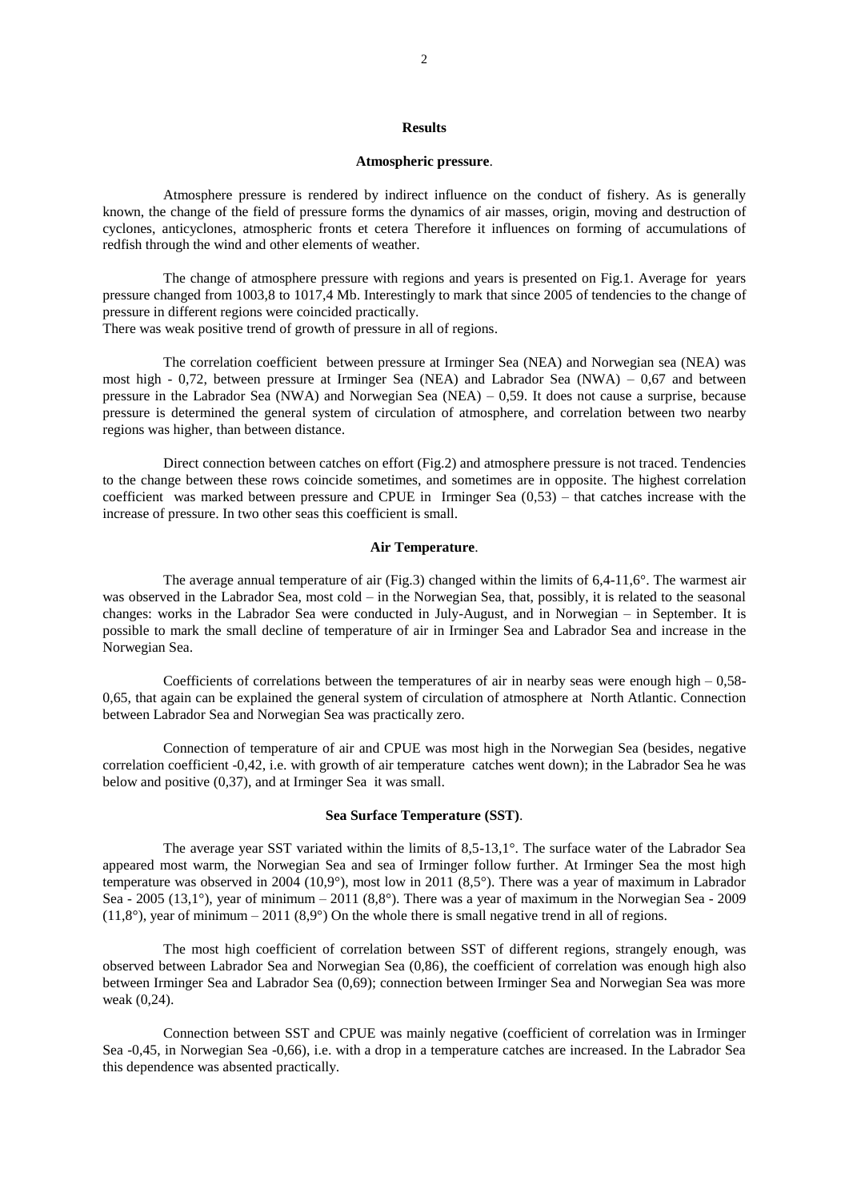## Results

### Atmospheric pressure.

Atmosphere pressure is rendered by indirect influence on the conduct of fishery. As is generally known, the change of the field of pressure forms the dynamics of air masses, origin, moving and destruction of cyclones, anticyclones, atmospheric fronts et cetera Therefore it influences on forming of accumulations of redfish through the wind and other elements of weather.

The change of atmosphere pressure with regions and years is presented on Fig.1. Average for years pressure changed from 1003,8 to 1017,4 Mb. Interestingly to mark that since 2005 of tendencies to the change of pressure in different regions were coincided practically.
There was weak positive trend of growth of pressure in all of regions.

The correlation coefficient between pressure at Irminger Sea (NEA) and Norwegian sea (NEA) was most high - 0,72, between pressure at Irminger Sea (NEA) and Labrador Sea (NWA) – 0,67 and between pressure in the Labrador Sea (NWA) and Norwegian Sea (NEA) – 0,59. It does not cause a surprise, because pressure is determined the general system of circulation of atmosphere, and correlation between two nearby regions was higher, than between distance.

Direct connection between catches on effort (Fig.2) and atmosphere pressure is not traced. Tendencies to the change between these rows coincide sometimes, and sometimes are in opposite. The highest correlation coefficient was marked between pressure and CPUE in Irminger Sea (0,53) – that catches increase with the increase of pressure. In two other seas this coefficient is small.

### Air Temperature.

The average annual temperature of air (Fig.3) changed within the limits of 6,4-11,6°. The warmest air was observed in the Labrador Sea, most cold – in the Norwegian Sea, that, possibly, it is related to the seasonal changes: works in the Labrador Sea were conducted in July-August, and in Norwegian – in September. It is possible to mark the small decline of temperature of air in Irminger Sea and Labrador Sea and increase in the Norwegian Sea.

Coefficients of correlations between the temperatures of air in nearby seas were enough high – 0,58-0,65, that again can be explained the general system of circulation of atmosphere at North Atlantic. Connection between Labrador Sea and Norwegian Sea was practically zero.

Connection of temperature of air and CPUE was most high in the Norwegian Sea (besides, negative correlation coefficient -0,42, i.e. with growth of air temperature catches went down); in the Labrador Sea he was below and positive (0,37), and at Irminger Sea it was small.

### Sea Surface Temperature (SST).

The average year SST variated within the limits of 8,5-13,1°. The surface water of the Labrador Sea appeared most warm, the Norwegian Sea and sea of Irminger follow further. At Irminger Sea the most high temperature was observed in 2004 (10,9°), most low in 2011 (8,5°). There was a year of maximum in Labrador Sea - 2005 (13,1°), year of minimum – 2011 (8,8°). There was a year of maximum in the Norwegian Sea - 2009 (11,8°), year of minimum – 2011 (8,9°) On the whole there is small negative trend in all of regions.

The most high coefficient of correlation between SST of different regions, strangely enough, was observed between Labrador Sea and Norwegian Sea (0,86), the coefficient of correlation was enough high also between Irminger Sea and Labrador Sea (0,69); connection between Irminger Sea and Norwegian Sea was more weak (0,24).

Connection between SST and CPUE was mainly negative (coefficient of correlation was in Irminger Sea -0,45, in Norwegian Sea -0,66), i.e. with a drop in a temperature catches are increased. In the Labrador Sea this dependence was absented practically.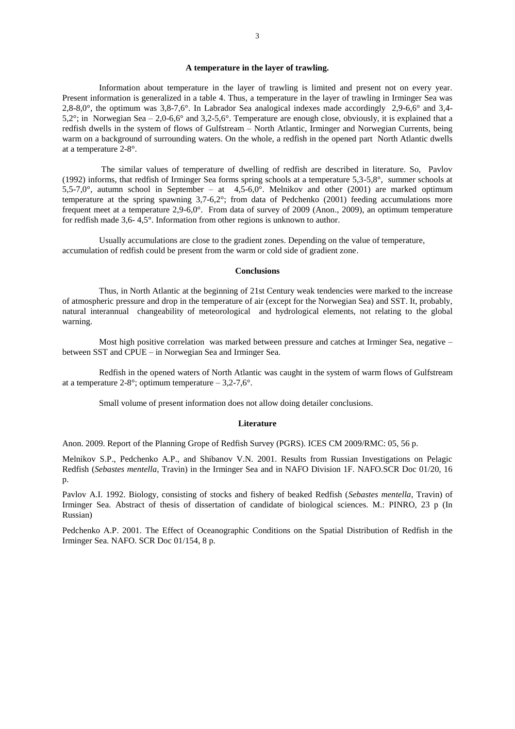**A temperature in the layer of trawling.**

Information about temperature in the layer of trawling is limited and present not on every year. Present information is generalized in a table 4. Thus, a temperature in the layer of trawling in Irminger Sea was 2,8-8,0°, the optimum was 3,8-7,6°. In Labrador Sea analogical indexes made accordingly 2,9-6,6° and 3,4-5,2°; in Norwegian Sea – 2,0-6,6° and 3,2-5,6°. Temperature are enough close, obviously, it is explained that a redfish dwells in the system of flows of Gulfstream – North Atlantic, Irminger and Norwegian Currents, being warm on a background of surrounding waters. On the whole, a redfish in the opened part North Atlantic dwells at a temperature 2-8°.

The similar values of temperature of dwelling of redfish are described in literature. So, Pavlov (1992) informs, that redfish of Irminger Sea forms spring schools at a temperature 5,3-5,8°, summer schools at 5,5-7,0°, autumn school in September – at 4,5-6,0°. Melnikov and other (2001) are marked optimum temperature at the spring spawning 3,7-6,2°; from data of Pedchenko (2001) feeding accumulations more frequent meet at a temperature 2,9-6,0°. From data of survey of 2009 (Anon., 2009), an optimum temperature for redfish made 3,6- 4,5°. Information from other regions is unknown to author.

Usually accumulations are close to the gradient zones. Depending on the value of temperature, accumulation of redfish could be present from the warm or cold side of gradient zone.

**Conclusions**

Thus, in North Atlantic at the beginning of 21st Century weak tendencies were marked to the increase of atmospheric pressure and drop in the temperature of air (except for the Norwegian Sea) and SST. It, probably, natural interannual changeability of meteorological and hydrological elements, not relating to the global warning.

Most high positive correlation was marked between pressure and catches at Irminger Sea, negative – between SST and CPUE – in Norwegian Sea and Irminger Sea.

Redfish in the opened waters of North Atlantic was caught in the system of warm flows of Gulfstream at a temperature 2-8°; optimum temperature – 3,2-7,6°.

Small volume of present information does not allow doing detailer conclusions.

**Literature**

Anon. 2009. Report of the Planning Grope of Redfish Survey (PGRS). ICES CM 2009/RMC: 05, 56 p.

Melnikov S.P., Pedchenko A.P., and Shibanov V.N. 2001. Results from Russian Investigations on Pelagic Redfish (*Sebastes mentella*, Travin) in the Irminger Sea and in NAFO Division 1F. NAFO.SCR Doc 01/20, 16 p.

Pavlov A.I. 1992. Biology, consisting of stocks and fishery of beaked Redfish (*Sebastes mentella*, Travin) of Irminger Sea. Abstract of thesis of dissertation of candidate of biological sciences. M.: PINRO, 23 p (In Russian)

Pedchenko A.P. 2001. The Effect of Oceanographic Conditions on the Spatial Distribution of Redfish in the Irminger Sea. NAFO. SCR Doc 01/154, 8 p.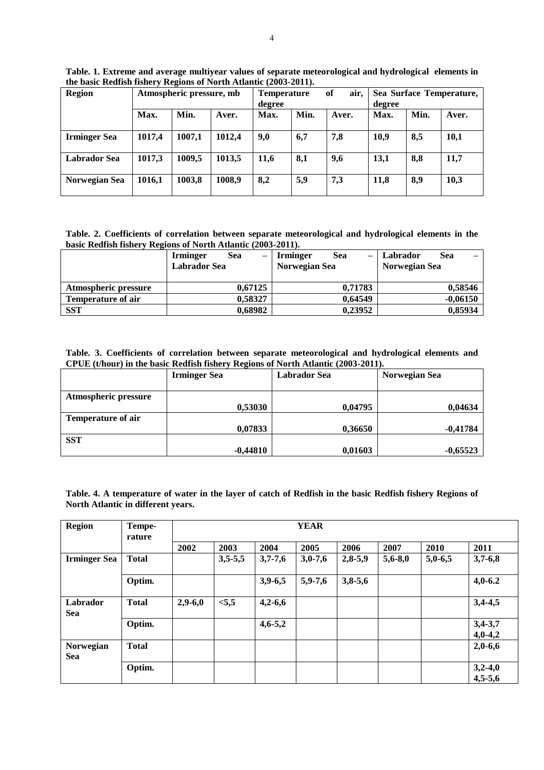**Table. 1. Extreme and average multiyear values of separate meteorological and hydrological elements in the basic Redfish fishery Regions of North Atlantic (2003-2011).**

| Region | Atmospheric pressure, mb | | | Temperature of air, degree | | | Sea Surface Temperature, degree | | |
|---|---|---|---|---|---|---|---|---|---|
| | Max. | Min. | Aver. | Max. | Min. | Aver. | Max. | Min. | Aver. |
| Irminger Sea | 1017,4 | 1007,1 | 1012,4 | 9,0 | 6,7 | 7,8 | 10,9 | 8,5 | 10,1 |
| Labrador Sea | 1017,3 | 1009,5 | 1013,5 | 11,6 | 8,1 | 9,6 | 13,1 | 8,8 | 11,7 |
| Norwegian Sea | 1016,1 | 1003,8 | 1008,9 | 8,2 | 5,9 | 7,3 | 11,8 | 8,9 | 10,3 |

**Table. 2. Coefficients of correlation between separate meteorological and hydrological elements in the basic Redfish fishery Regions of North Atlantic (2003-2011).**

| | Irminger Sea – Labrador Sea | Irminger Sea – Norwegian Sea | Labrador Sea – Norwegian Sea |
|---|---|---|---|
| Atmospheric pressure | 0,67125 | 0,71783 | 0,58546 |
| Temperature of air | 0,58327 | 0,64549 | -0,06150 |
| SST | 0,68982 | 0,23952 | 0,85934 |

**Table. 3. Coefficients of correlation between separate meteorological and hydrological elements and CPUE (t/hour) in the basic Redfish fishery Regions of North Atlantic (2003-2011).**

| | Irminger Sea | Labrador Sea | Norwegian Sea |
|---|---|---|---|
| Atmospheric pressure | 0,53030 | 0,04795 | 0,04634 |
| Temperature of air | 0,07833 | 0,36650 | -0,41784 |
| SST | -0,44810 | 0,01603 | -0,65523 |

**Table. 4. A temperature of water in the layer of catch of Redfish in the basic Redfish fishery Regions of North Atlantic in different years.**

| Region | Tempe-rature | YEAR | | | | | | | |
|---|---|---|---|---|---|---|---|---|---|
| | | 2002 | 2003 | 2004 | 2005 | 2006 | 2007 | 2010 | 2011 |
| Irminger Sea | Total | | 3,5-5,5 | 3,7-7,6 | 3,0-7,6 | 2,8-5,9 | 5,6-8,0 | 5,0-6,5 | 3,7-6,8 |
| | Optim. | | | 3,9-6,5 | 5,9-7,6 | 3,8-5,6 | | | 4,0-6.2 |
| Labrador Sea | Total | 2,9-6,0 | <5,5 | 4,2-6,6 | | | | | 3,4-4,5 |
| | Optim. | | | 4,6-5,2 | | | | | 3,4-3,7<br>4,0-4,2 |
| Norwegian Sea | Total | | | | | | | | 2,0-6,6 |
| | Optim. | | | | | | | | 3,2-4,0<br>4,5-5,6 |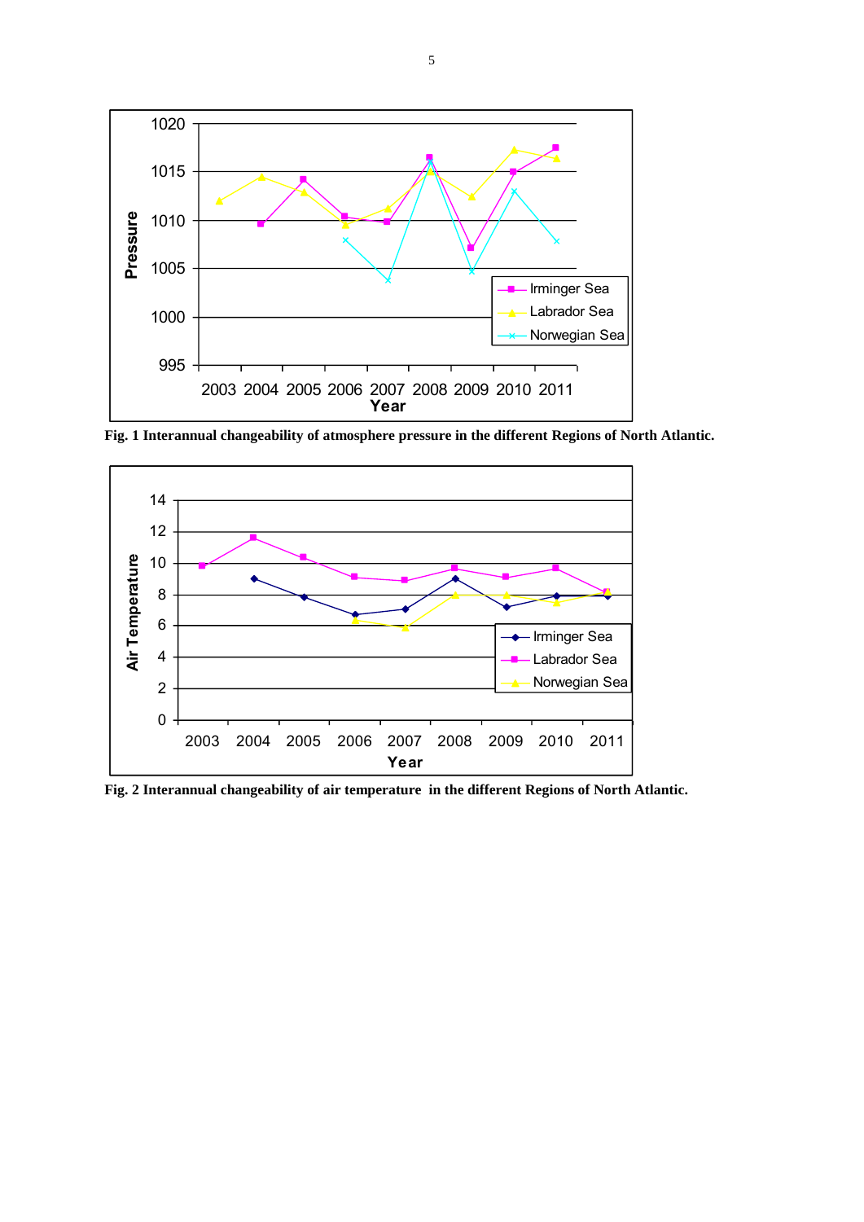Fig. 1 Interannual changeability of atmosphere pressure in the different Regions of North Atlantic.

Fig. 2 Interannual changeability of air temperature in the different Regions of North Atlantic.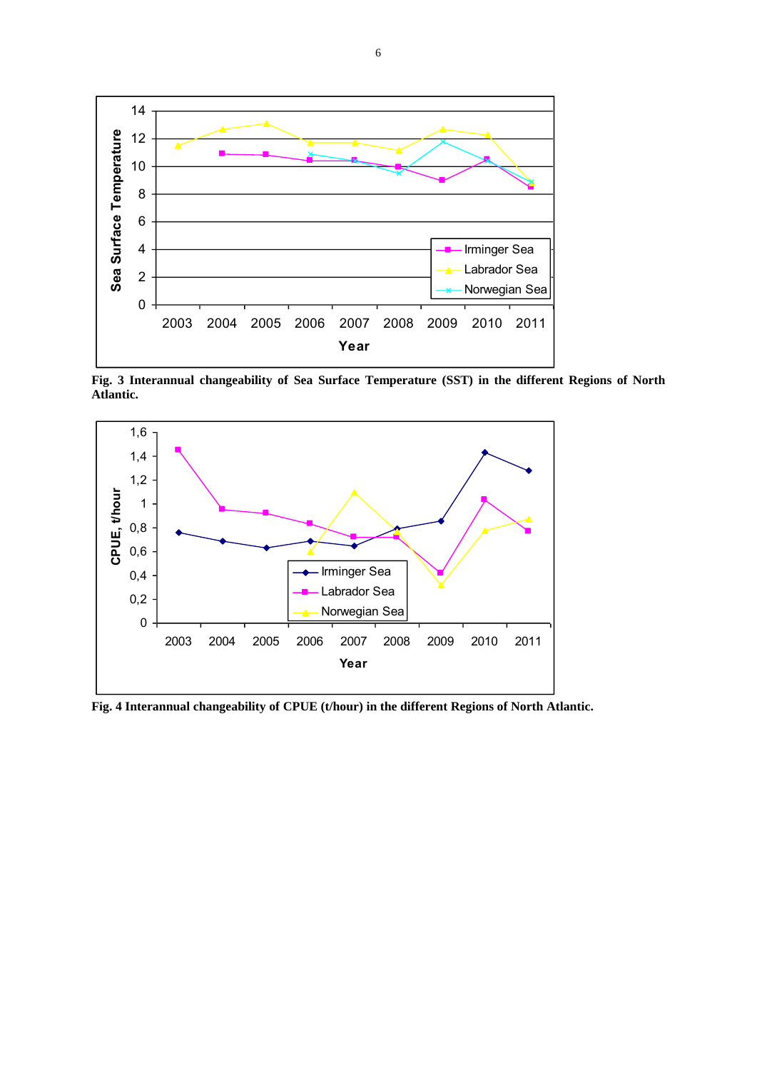Sea Surface Temperature

14
12
10
8
6
4
2
0

2003 2004 2005 2006 2007 2008 2009 2010 2011

Year

Irminger Sea
Labrador Sea
Norwegian Sea

**Fig. 3 Interannual changeability of Sea Surface Temperature (SST) in the different Regions of North Atlantic.**

CPUE, t/hour

1,6
1,4
1,2
1
0,8
0,6
0,4
0,2
0

2003 2004 2005 2006 2007 2008 2009 2010 2011

Year

Irminger Sea
Labrador Sea
Norwegian Sea

**Fig. 4 Interannual changeability of CPUE (t/hour) in the different Regions of North Atlantic.**